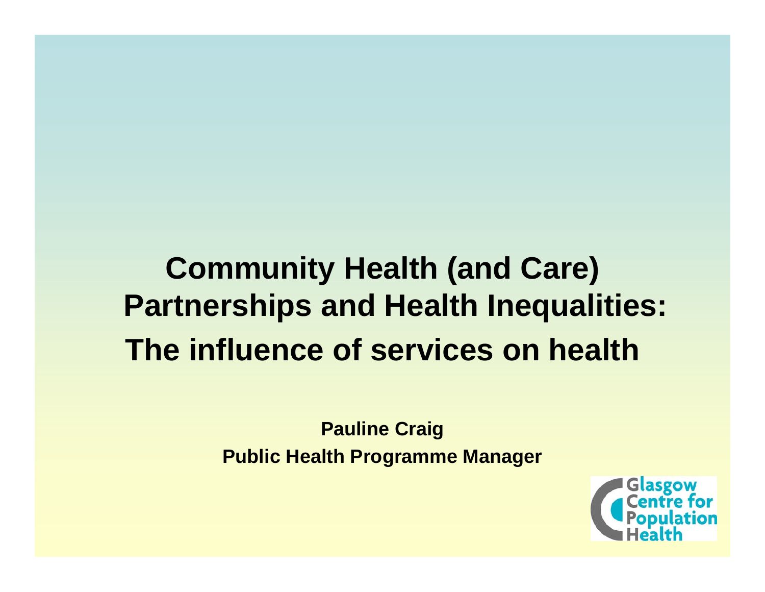# Community Health (and Care) Partnerships and Health Inequalities: The influence of services on health

**Pauline Craig**

**Public Health Programme Manager**

Glasgow Centre for Population Health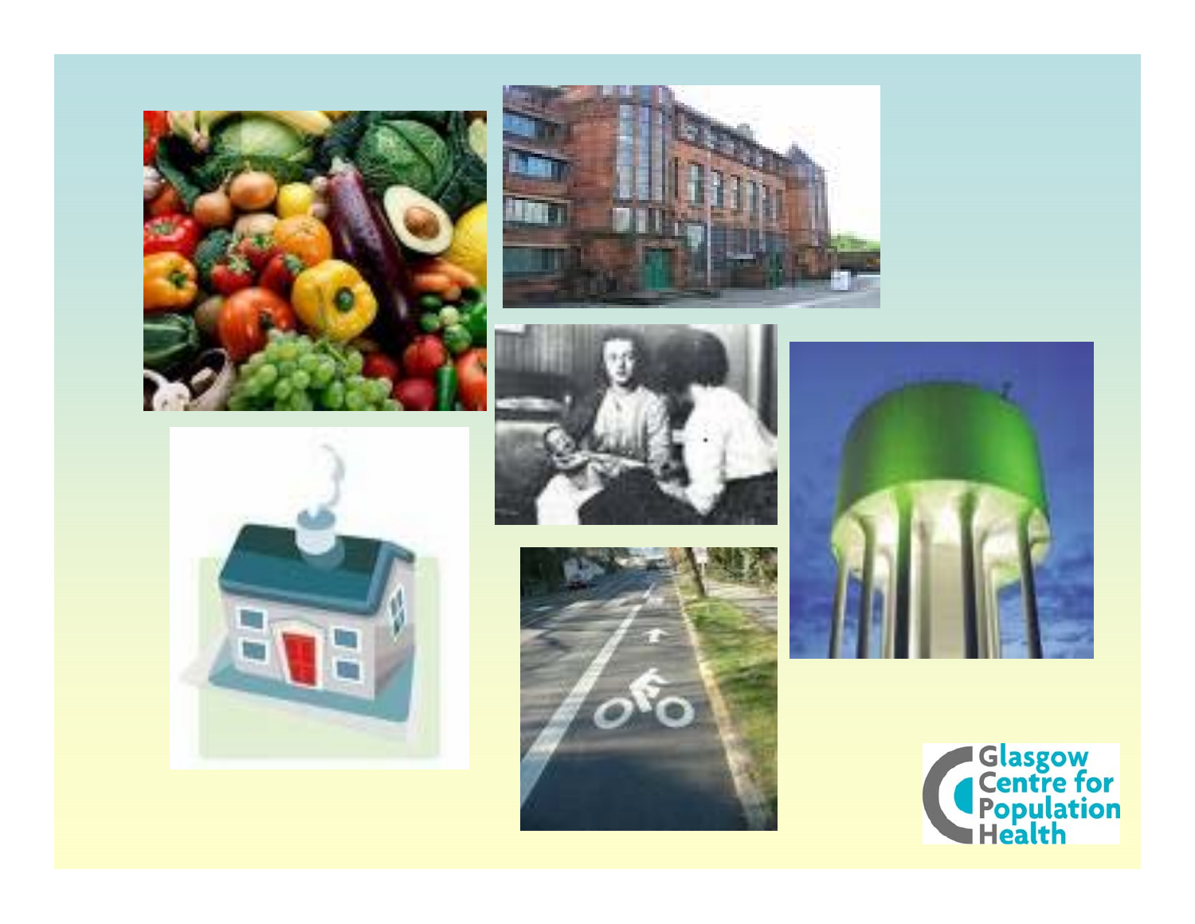Glasgow Centre for Population Health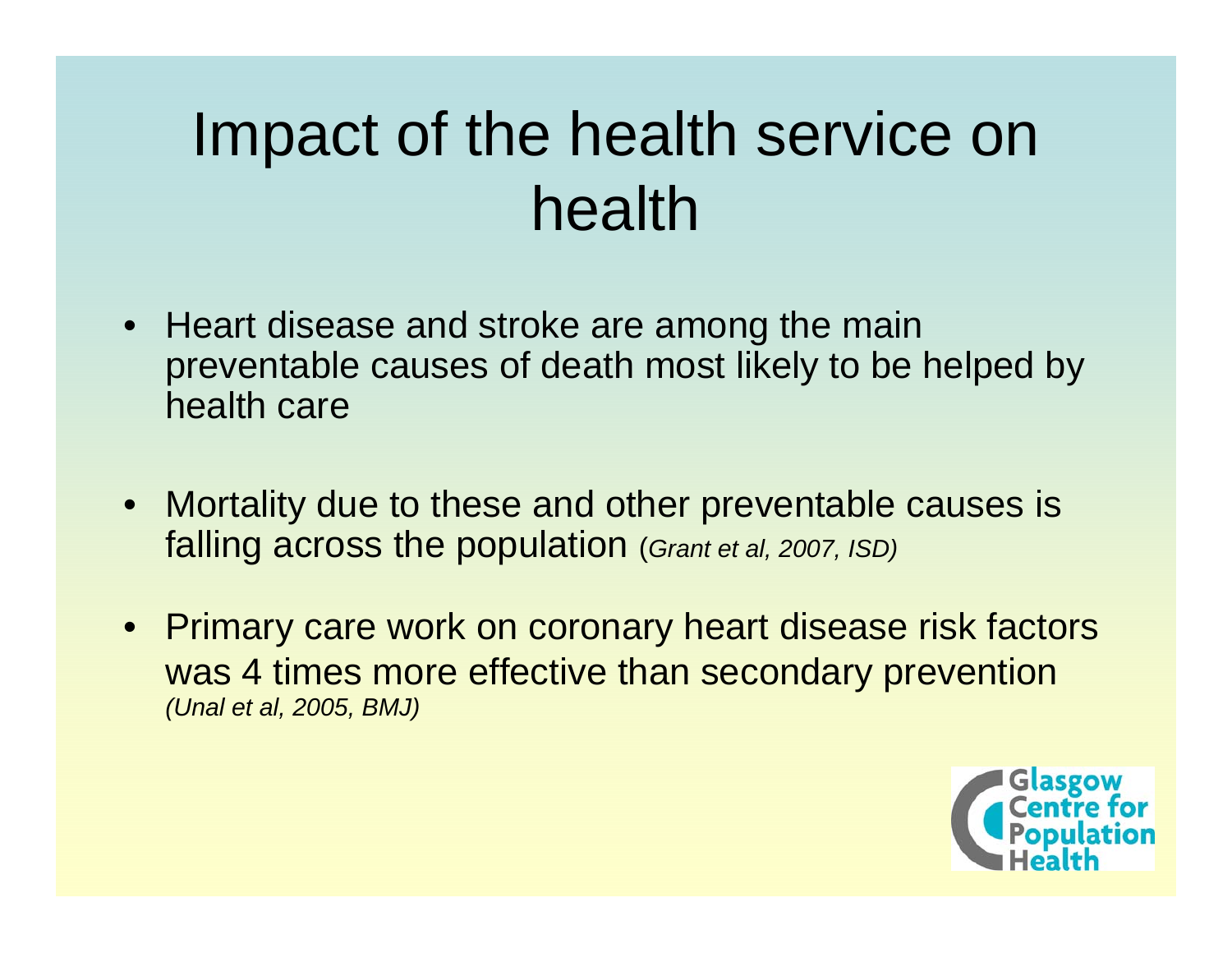# Impact of the health service on health

- Heart disease and stroke are among the main preventable causes of death most likely to be helped by health care
- Mortality due to these and other preventable causes is falling across the population (*Grant et al, 2007, ISD)*
- Primary care work on coronary heart disease risk factors was 4 times more effective than secondary prevention *(Unal et al, 2005, BMJ)*

Glasgow Centre for Population Health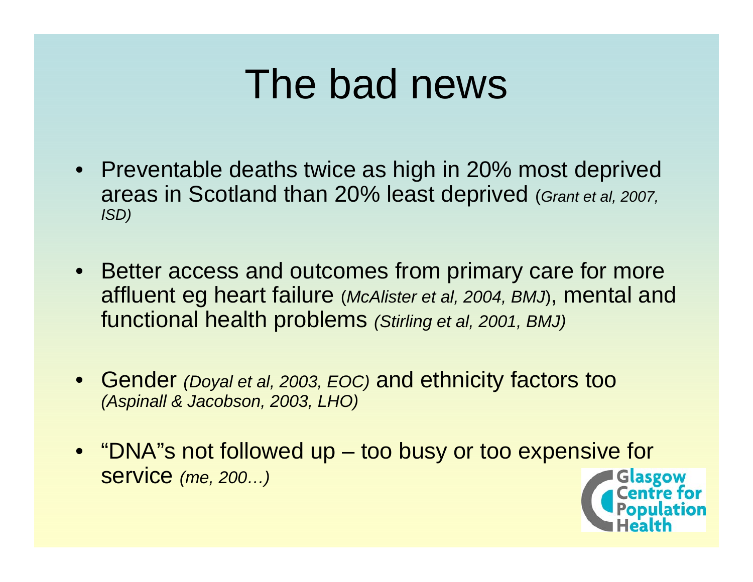# The bad news

- Preventable deaths twice as high in 20% most deprived areas in Scotland than 20% least deprived (*Grant et al, 2007, ISD)*
- Better access and outcomes from primary care for more affluent eg heart failure (*McAlister et al, 2004, BMJ*), mental and functional health problems *(Stirling et al, 2001, BMJ)*
- Gender *(Doyal et al, 2003, EOC)* and ethnicity factors too *(Aspinall & Jacobson, 2003, LHO)*
- "DNA"s not followed up – too busy or too expensive for service *(me, 200…)*

Glasgow Centre for Population Health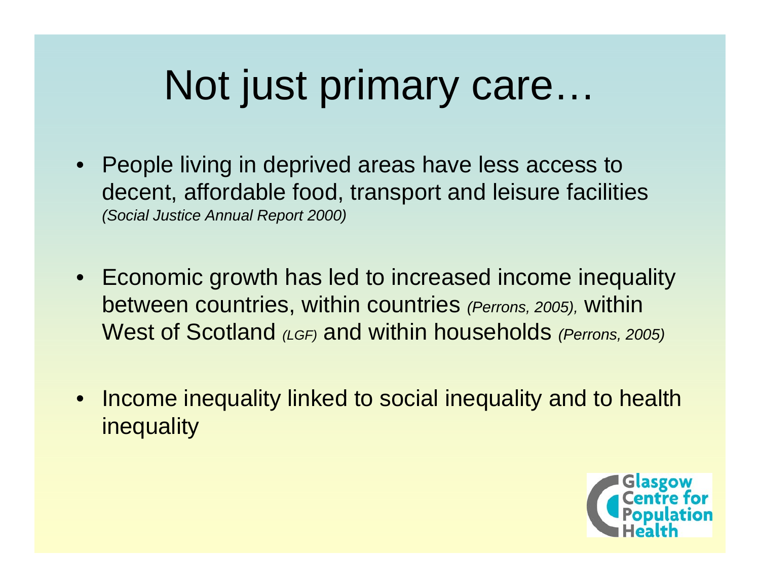# Not just primary care…

- People living in deprived areas have less access to decent, affordable food, transport and leisure facilities *(Social Justice Annual Report 2000)*
- Economic growth has led to increased income inequality between countries, within countries *(Perrons, 2005),* within West of Scotland *(LGF)* and within households *(Perrons, 2005)*
- Income inequality linked to social inequality and to health inequality

Glasgow Centre for Population Health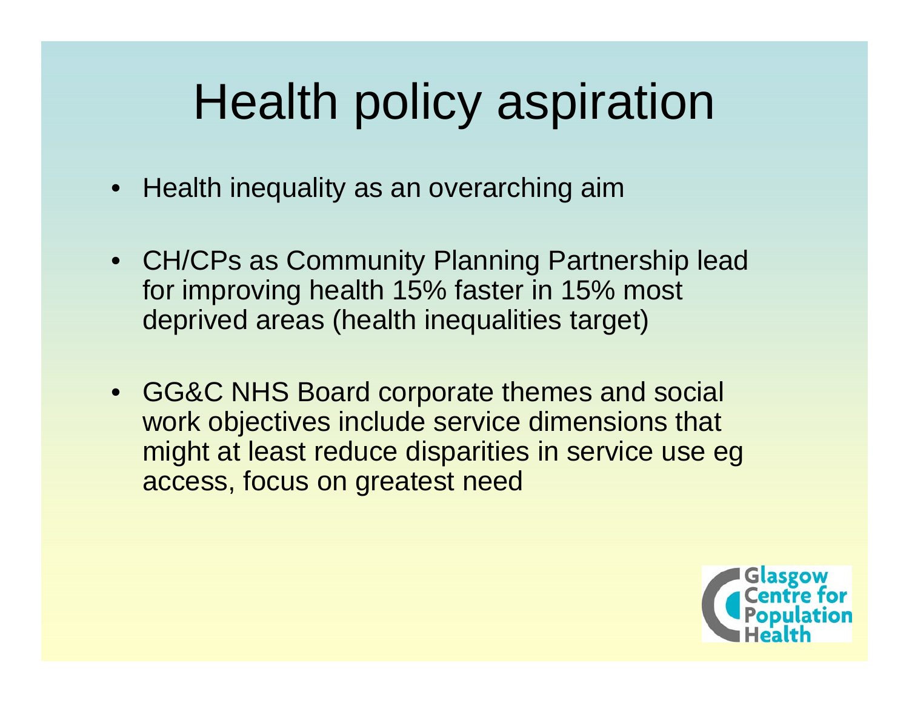# Health policy aspiration

- Health inequality as an overarching aim
- CH/CPs as Community Planning Partnership lead for improving health 15% faster in 15% most deprived areas (health inequalities target)
- GG&C NHS Board corporate themes and social work objectives include service dimensions that might at least reduce disparities in service use eg access, focus on greatest need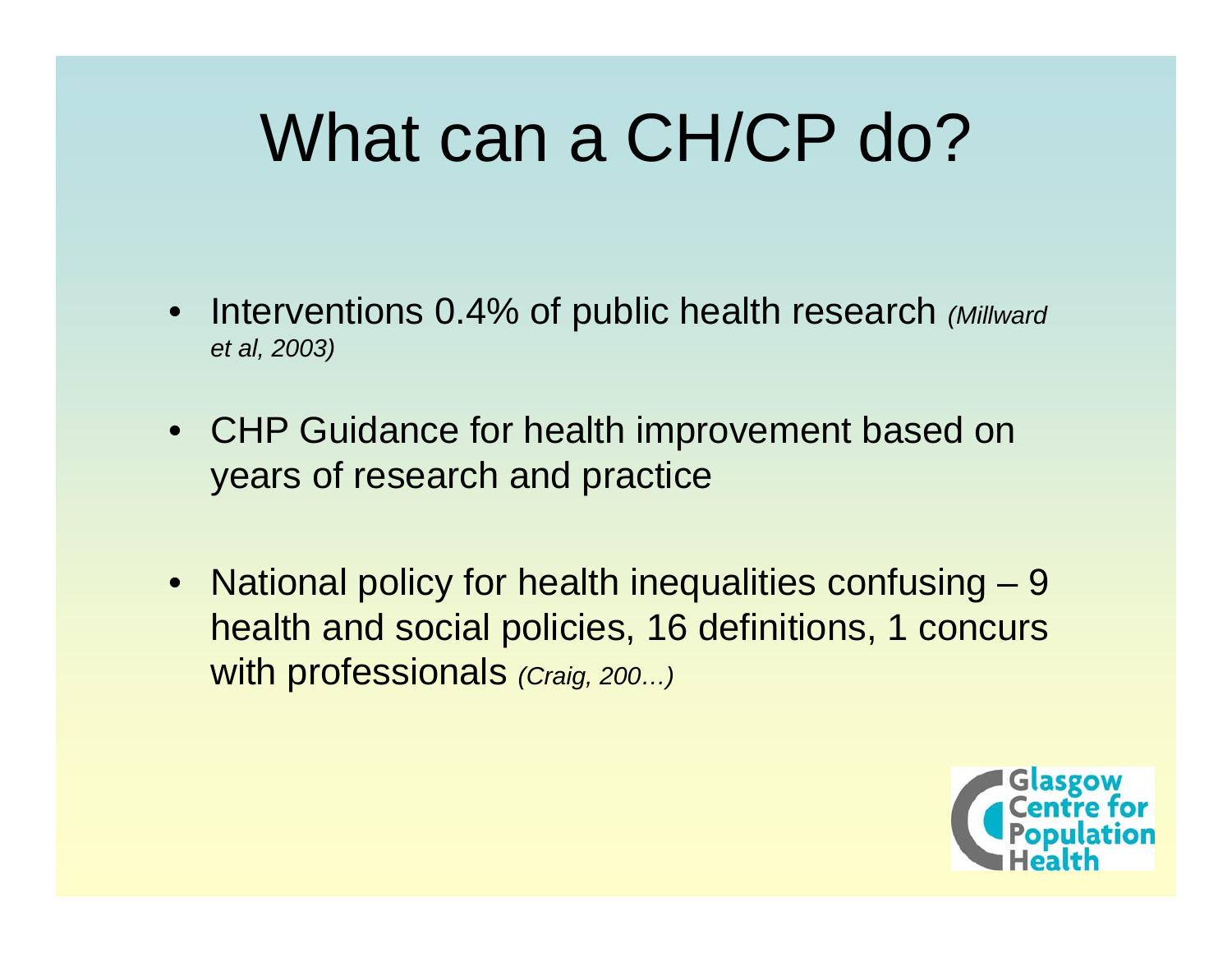# What can a CH/CP do?

- Interventions 0.4% of public health research *(Millward et al, 2003)*
- CHP Guidance for health improvement based on years of research and practice
- National policy for health inequalities confusing – 9 health and social policies, 16 definitions, 1 concurs with professionals *(Craig, 200…)*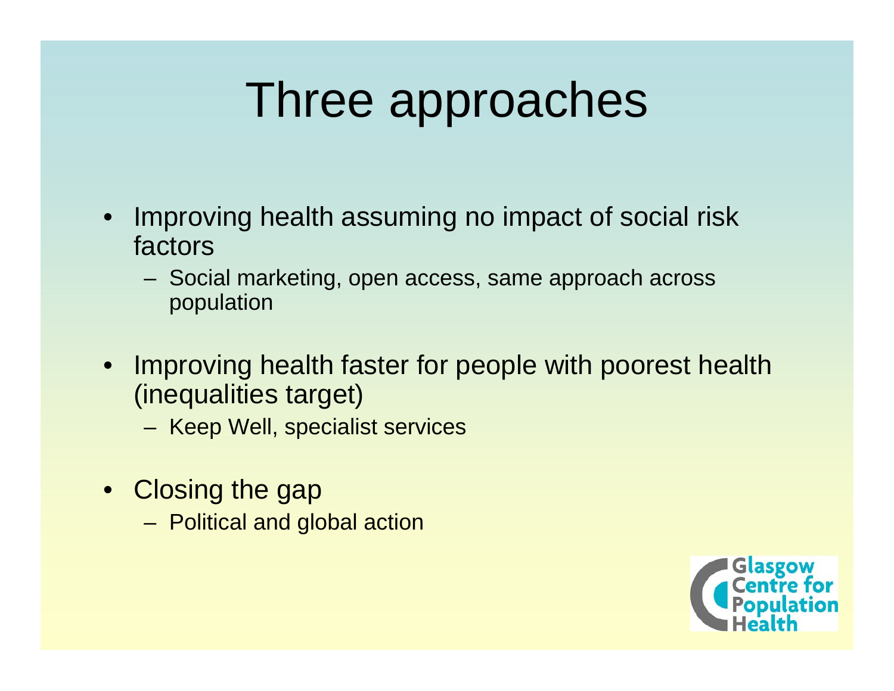# Three approaches

- Improving health assuming no impact of social risk factors
  - Social marketing, open access, same approach across population
- Improving health faster for people with poorest health (inequalities target)
  - Keep Well, specialist services
- Closing the gap
  - Political and global action

Glasgow Centre for Population Health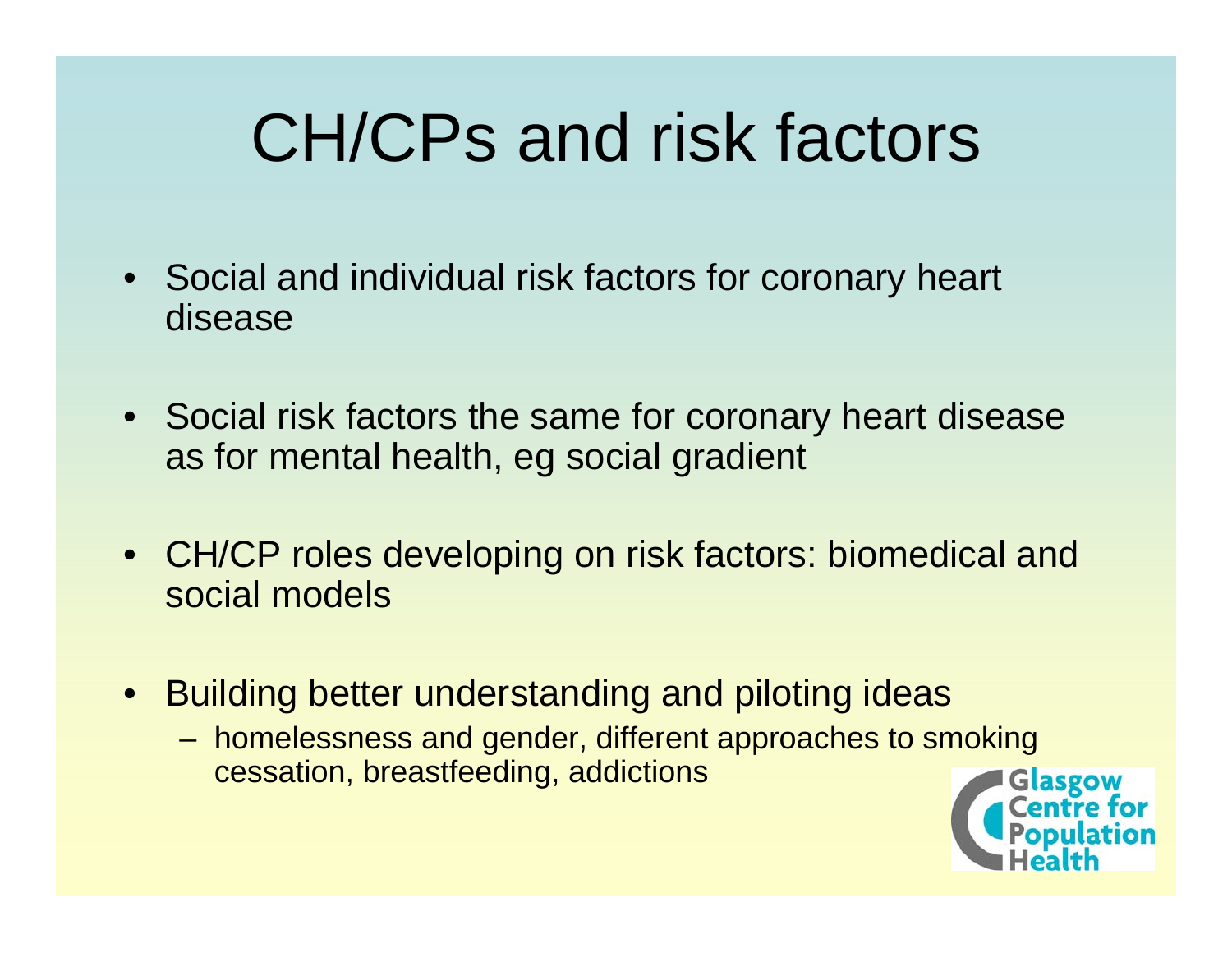# CH/CPs and risk factors

- Social and individual risk factors for coronary heart disease
- Social risk factors the same for coronary heart disease as for mental health, eg social gradient
- CH/CP roles developing on risk factors: biomedical and social models
- Building better understanding and piloting ideas
  - homelessness and gender, different approaches to smoking cessation, breastfeeding, addictions

Glasgow Centre for Population Health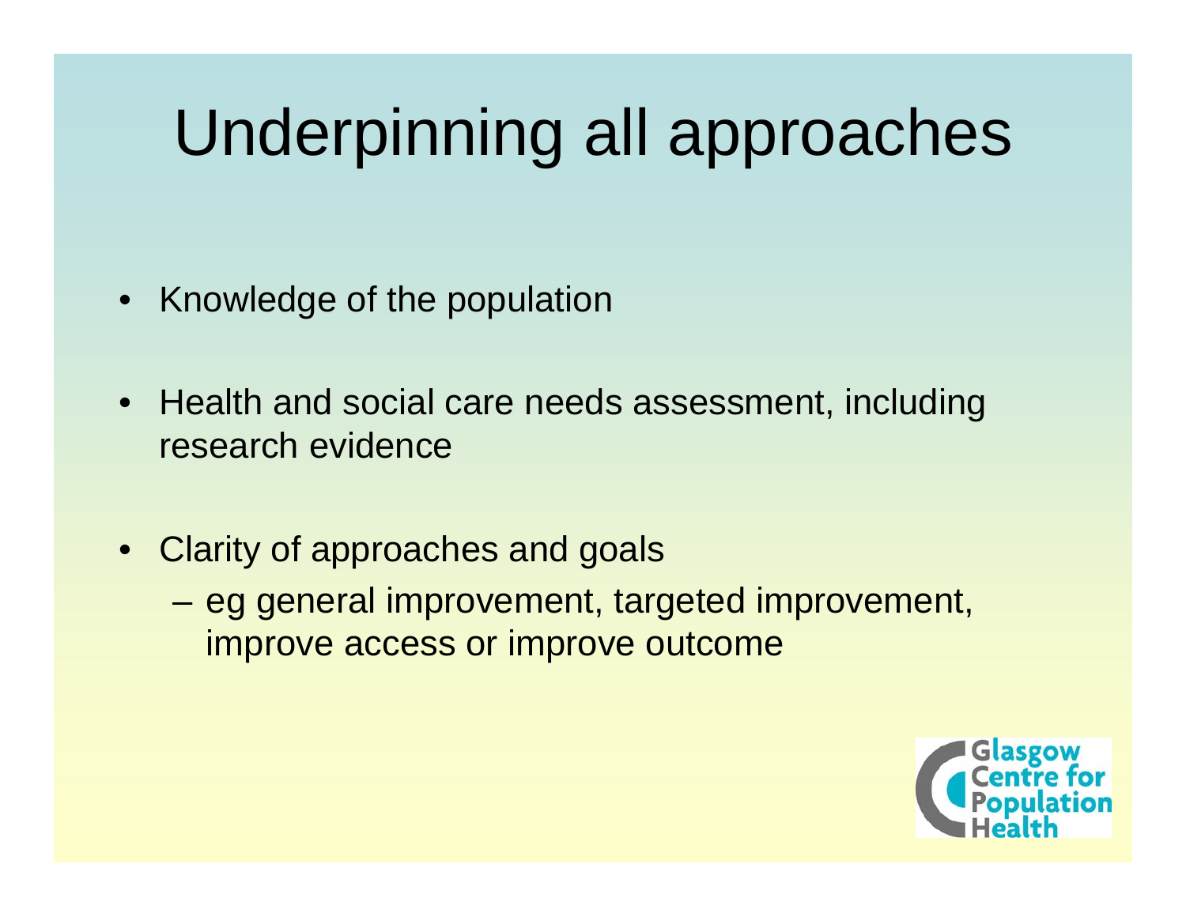# Underpinning all approaches

- Knowledge of the population
- Health and social care needs assessment, including research evidence
- Clarity of approaches and goals
  - eg general improvement, targeted improvement, improve access or improve outcome

Glasgow Centre for Population Health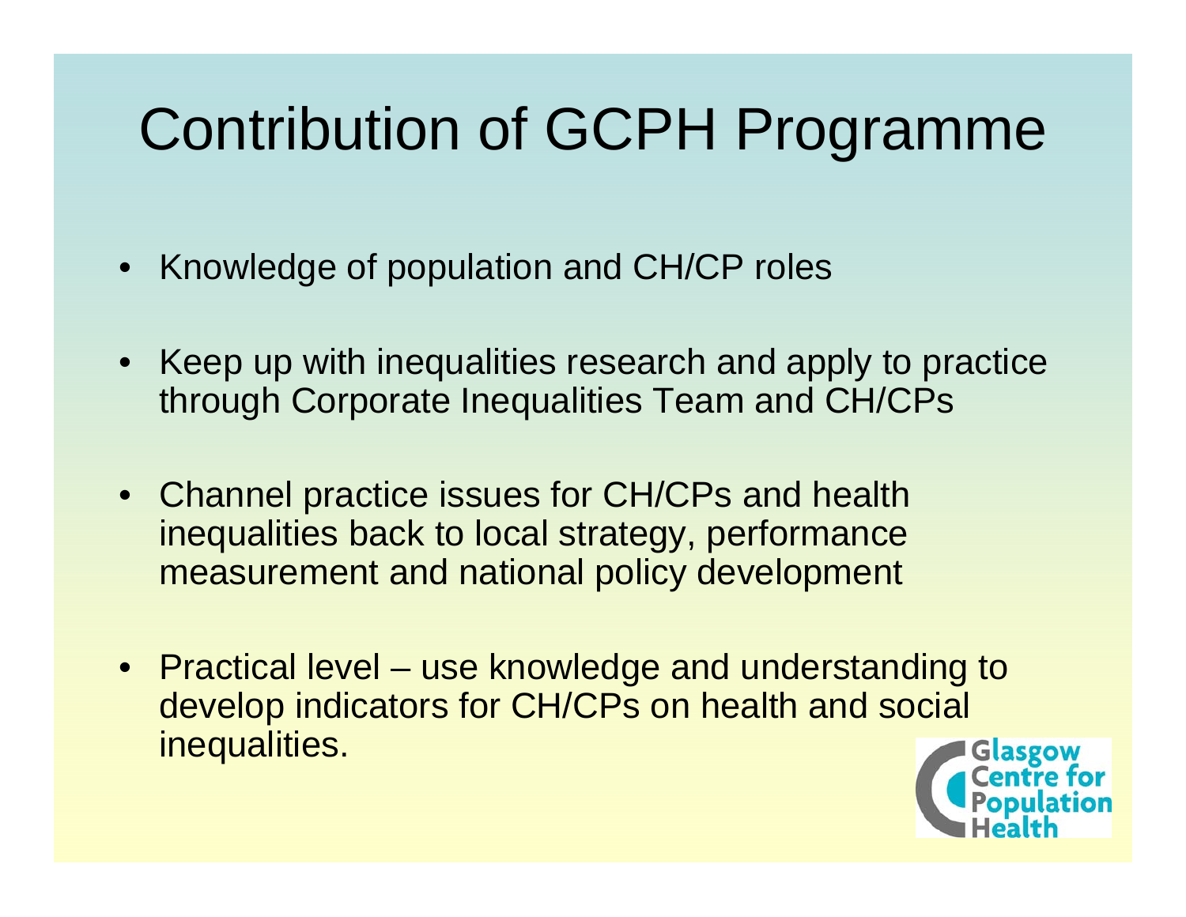# Contribution of GCPH Programme

- Knowledge of population and CH/CP roles
- Keep up with inequalities research and apply to practice through Corporate Inequalities Team and CH/CPs
- Channel practice issues for CH/CPs and health inequalities back to local strategy, performance measurement and national policy development
- Practical level – use knowledge and understanding to develop indicators for CH/CPs on health and social inequalities.

Glasgow Centre for Population Health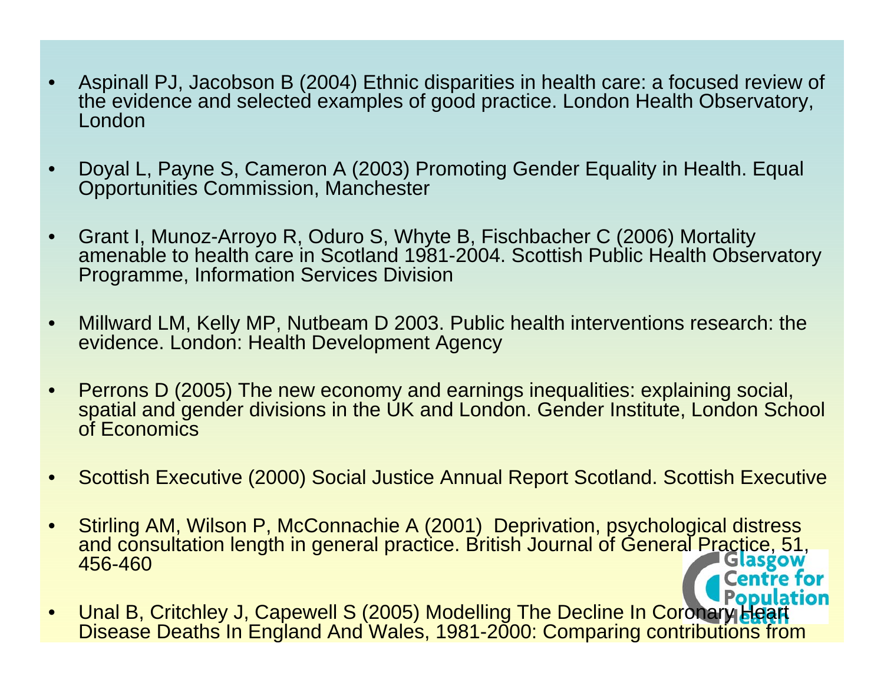- Aspinall PJ, Jacobson B (2004) Ethnic disparities in health care: a focused review of the evidence and selected examples of good practice. London Health Observatory, London
- Doyal L, Payne S, Cameron A (2003) Promoting Gender Equality in Health. Equal Opportunities Commission, Manchester
- Grant I, Munoz-Arroyo R, Oduro S, Whyte B, Fischbacher C (2006) Mortality amenable to health care in Scotland 1981-2004. Scottish Public Health Observatory Programme, Information Services Division
- Millward LM, Kelly MP, Nutbeam D 2003. Public health interventions research: the evidence. London: Health Development Agency
- Perrons D (2005) The new economy and earnings inequalities: explaining social, spatial and gender divisions in the UK and London. Gender Institute, London School of Economics
- Scottish Executive (2000) Social Justice Annual Report Scotland. Scottish Executive
- Stirling AM, Wilson P, McConnachie A (2001) Deprivation, psychological distress and consultation length in general practice. British Journal of General Practice, 51, 456-460
- Unal B, Critchley J, Capewell S (2005) Modelling The Decline In Coronary Heart Disease Deaths In England And Wales, 1981-2000: Comparing contributions from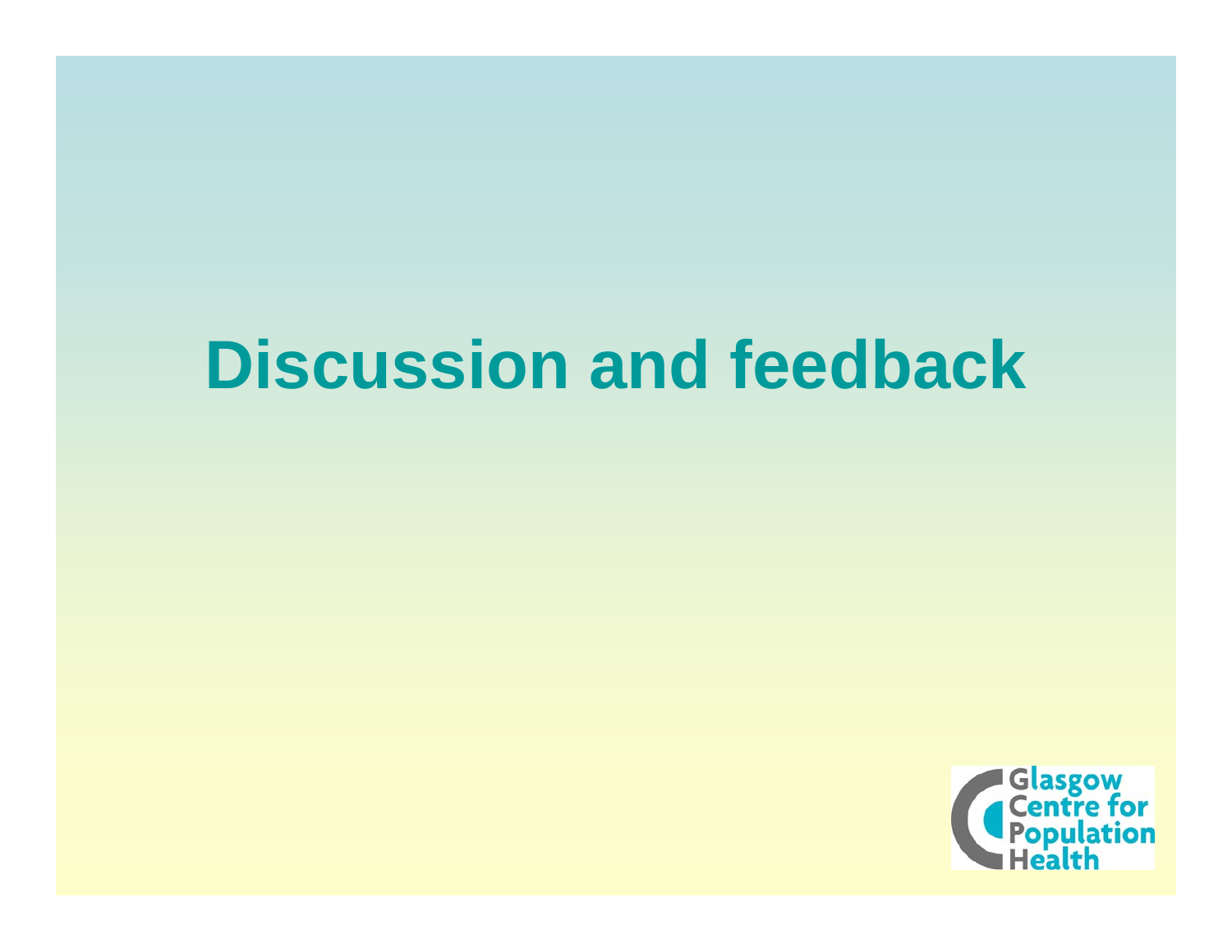# Discussion and feedback

Glasgow Centre for Population Health